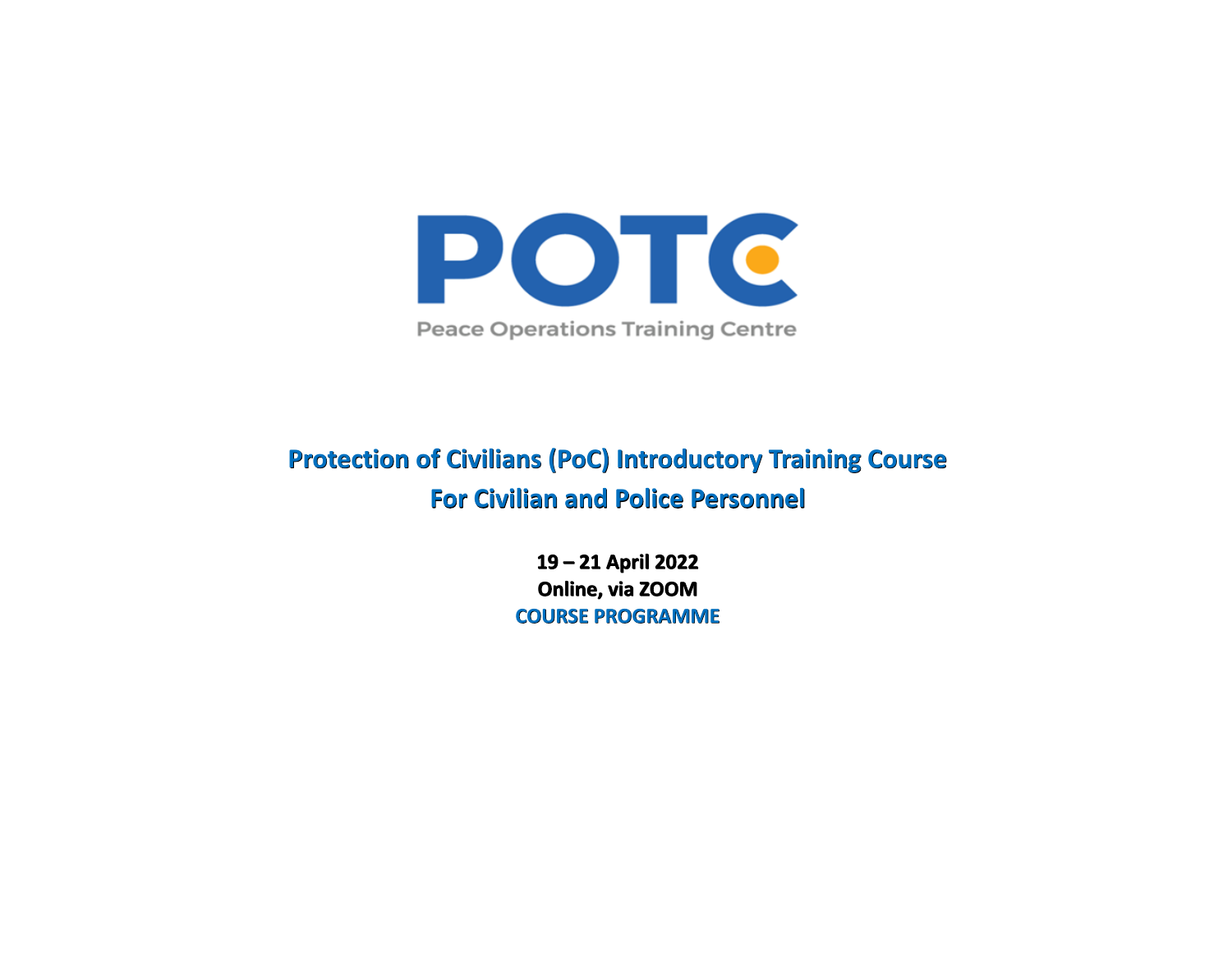POTC

Peace Operations Training Centre

# Protection of Civilians (PoC) Introductory Training Course
# For Civilian and Police Personnel

**19 – 21 April 2022**

**Online, via ZOOM**

**COURSE PROGRAMME**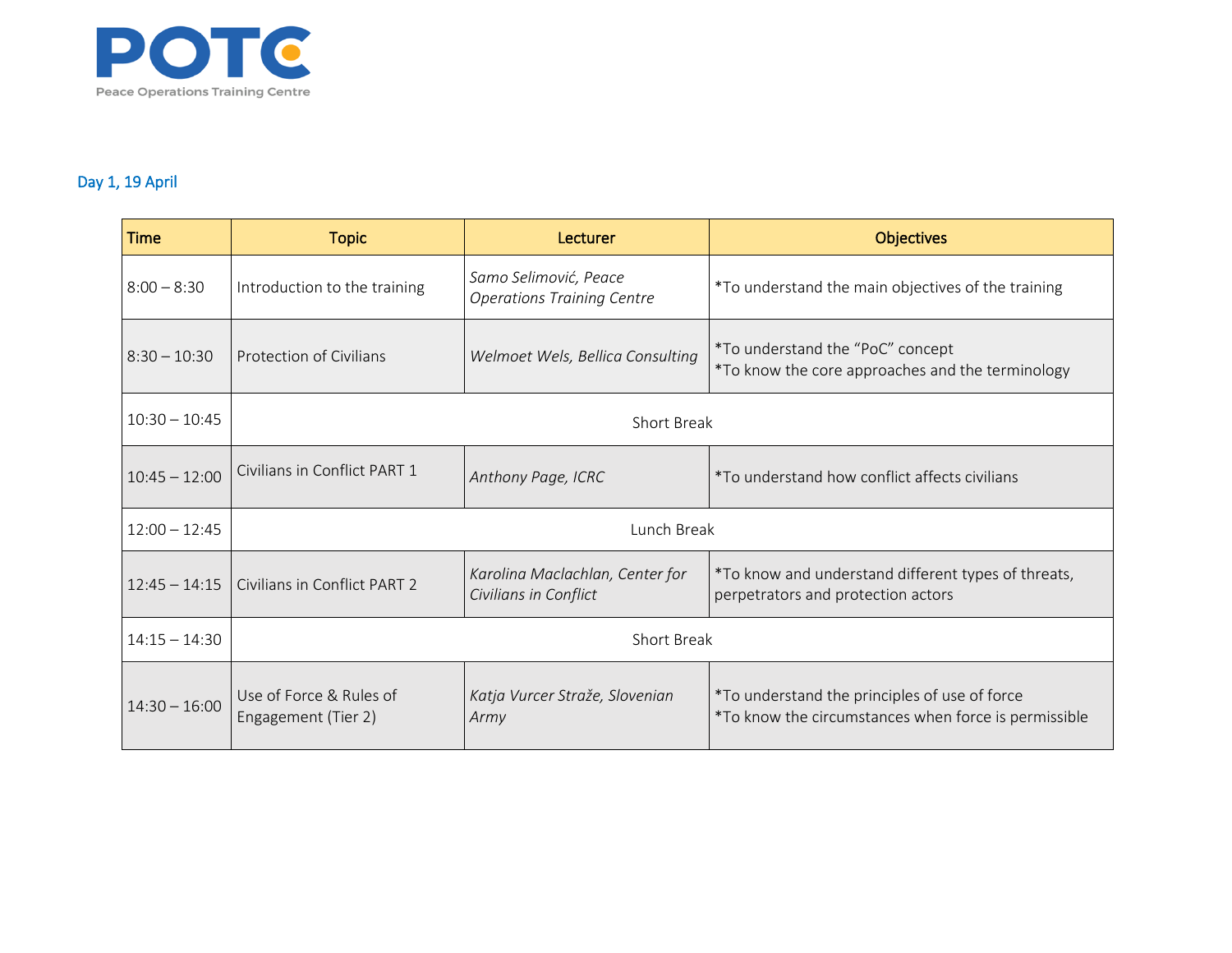POTC

Peace Operations Training Centre

## Day 1, 19 April

| Time | Topic | Lecturer | Objectives |
|---|---|---|---|
| 8:00 – 8:30 | Introduction to the training | *Samo Selimović, Peace Operations Training Centre* | *To understand the main objectives of the training |
| 8:30 – 10:30 | Protection of Civilians | *Welmoet Wels, Bellica Consulting* | *To understand the "PoC" concept<br>*To know the core approaches and the terminology |
| 10:30 – 10:45 | Short Break | | |
| 10:45 – 12:00 | Civilians in Conflict PART 1 | *Anthony Page, ICRC* | *To understand how conflict affects civilians |
| 12:00 – 12:45 | Lunch Break | | |
| 12:45 – 14:15 | Civilians in Conflict PART 2 | *Karolina Maclachlan, Center for Civilians in Conflict* | *To know and understand different types of threats, perpetrators and protection actors |
| 14:15 – 14:30 | Short Break | | |
| 14:30 – 16:00 | Use of Force & Rules of Engagement (Tier 2) | *Katja Vurcer Straže, Slovenian Army* | *To understand the principles of use of force<br>*To know the circumstances when force is permissible |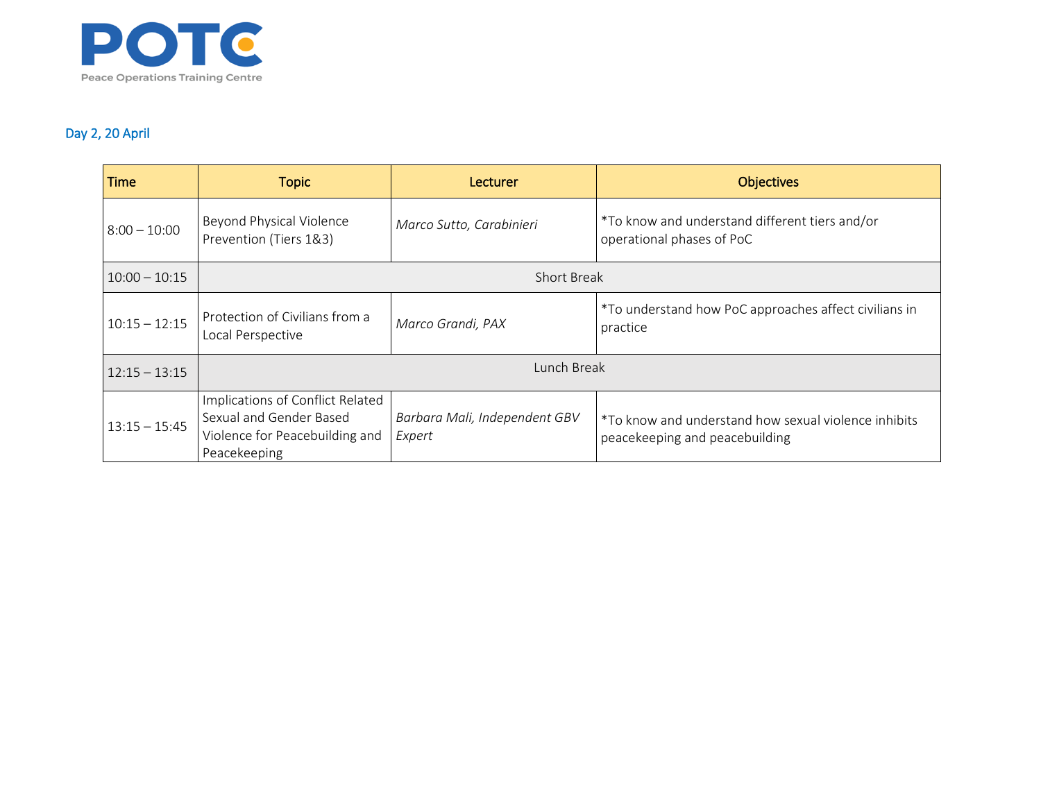POTC
Peace Operations Training Centre

## Day 2, 20 April

| Time | Topic | Lecturer | Objectives |
| --- | --- | --- | --- |
| 8:00 – 10:00 | Beyond Physical Violence Prevention (Tiers 1&3) | *Marco Sutto, Carabinieri* | *To know and understand different tiers and/or operational phases of PoC |
| 10:00 – 10:15 | Short Break | | |
| 10:15 – 12:15 | Protection of Civilians from a Local Perspective | *Marco Grandi, PAX* | *To understand how PoC approaches affect civilians in practice |
| 12:15 – 13:15 | Lunch Break | | |
| 13:15 – 15:45 | Implications of Conflict Related Sexual and Gender Based Violence for Peacebuilding and Peacekeeping | *Barbara Mali, Independent GBV Expert* | *To know and understand how sexual violence inhibits peacekeeping and peacebuilding |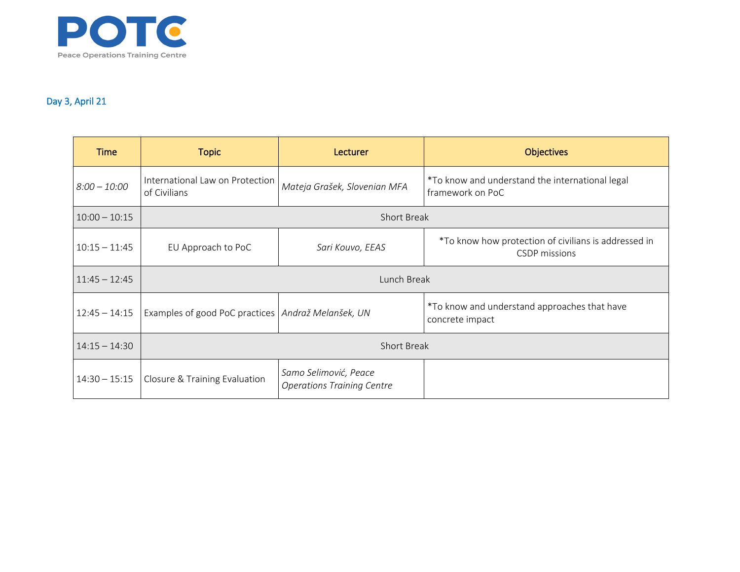POTC

Peace Operations Training Centre

## Day 3, April 21

| Time | Topic | Lecturer | Objectives |
|---|---|---|---|
| *8:00 – 10:00* | International Law on Protection of Civilians | *Mateja Grašek, Slovenian MFA* | *To know and understand the international legal framework on PoC |
| 10:00 – 10:15 | Short Break | | |
| 10:15 – 11:45 | EU Approach to PoC | *Sari Kouvo, EEAS* | *To know how protection of civilians is addressed in CSDP missions |
| 11:45 – 12:45 | Lunch Break | | |
| 12:45 – 14:15 | Examples of good PoC practices | *Andraž Melanšek, UN* | *To know and understand approaches that have concrete impact |
| 14:15 – 14:30 | Short Break | | |
| 14:30 – 15:15 | Closure & Training Evaluation | *Samo Selimović, Peace Operations Training Centre* | |